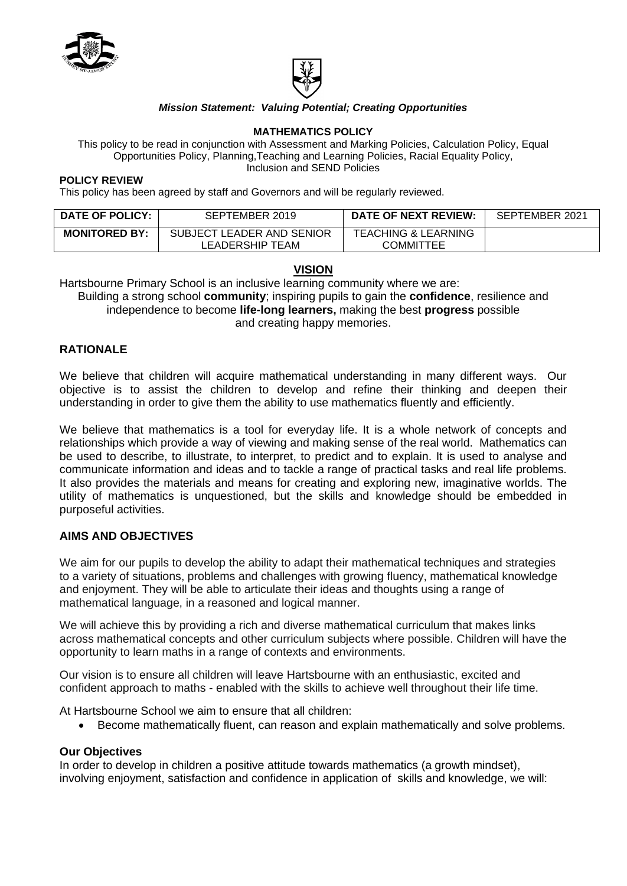***Mission Statement: Valuing Potential; Creating Opportunities***

**MATHEMATICS POLICY**

This policy to be read in conjunction with Assessment and Marking Policies, Calculation Policy, Equal Opportunities Policy, Planning,Teaching and Learning Policies, Racial Equality Policy, Inclusion and SEND Policies

**POLICY REVIEW**

This policy has been agreed by staff and Governors and will be regularly reviewed.

| **DATE OF POLICY:** | SEPTEMBER 2019 | **DATE OF NEXT REVIEW:** | SEPTEMBER 2021 |
|---|---|---|---|
| **MONITORED BY:** | SUBJECT LEADER AND SENIOR LEADERSHIP TEAM | TEACHING & LEARNING COMMITTEE | |

## VISION

Hartsbourne Primary School is an inclusive learning community where we are:
Building a strong school **community**; inspiring pupils to gain the **confidence**, resilience and independence to become **life-long learners,** making the best **progress** possible and creating happy memories.

## RATIONALE

We believe that children will acquire mathematical understanding in many different ways. Our objective is to assist the children to develop and refine their thinking and deepen their understanding in order to give them the ability to use mathematics fluently and efficiently.

We believe that mathematics is a tool for everyday life. It is a whole network of concepts and relationships which provide a way of viewing and making sense of the real world. Mathematics can be used to describe, to illustrate, to interpret, to predict and to explain. It is used to analyse and communicate information and ideas and to tackle a range of practical tasks and real life problems. It also provides the materials and means for creating and exploring new, imaginative worlds. The utility of mathematics is unquestioned, but the skills and knowledge should be embedded in purposeful activities.

## AIMS AND OBJECTIVES

We aim for our pupils to develop the ability to adapt their mathematical techniques and strategies to a variety of situations, problems and challenges with growing fluency, mathematical knowledge and enjoyment. They will be able to articulate their ideas and thoughts using a range of mathematical language, in a reasoned and logical manner.

We will achieve this by providing a rich and diverse mathematical curriculum that makes links across mathematical concepts and other curriculum subjects where possible. Children will have the opportunity to learn maths in a range of contexts and environments.

Our vision is to ensure all children will leave Hartsbourne with an enthusiastic, excited and confident approach to maths - enabled with the skills to achieve well throughout their life time.

At Hartsbourne School we aim to ensure that all children:

- Become mathematically fluent, can reason and explain mathematically and solve problems.

### Our Objectives

In order to develop in children a positive attitude towards mathematics (a growth mindset), involving enjoyment, satisfaction and confidence in application of skills and knowledge, we will: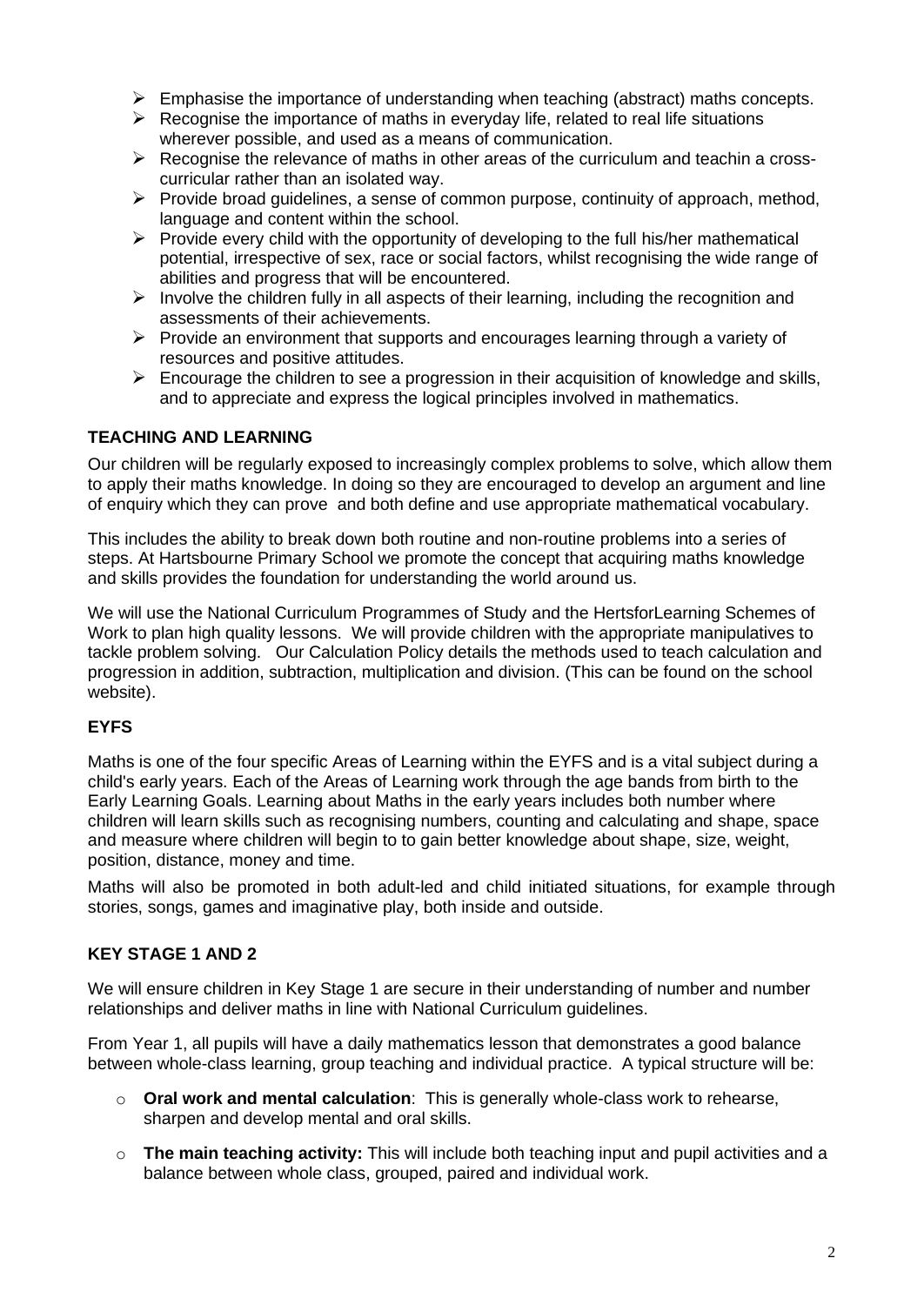- Emphasise the importance of understanding when teaching (abstract) maths concepts.
- Recognise the importance of maths in everyday life, related to real life situations wherever possible, and used as a means of communication.
- Recognise the relevance of maths in other areas of the curriculum and teachin a cross-curricular rather than an isolated way.
- Provide broad guidelines, a sense of common purpose, continuity of approach, method, language and content within the school.
- Provide every child with the opportunity of developing to the full his/her mathematical potential, irrespective of sex, race or social factors, whilst recognising the wide range of abilities and progress that will be encountered.
- Involve the children fully in all aspects of their learning, including the recognition and assessments of their achievements.
- Provide an environment that supports and encourages learning through a variety of resources and positive attitudes.
- Encourage the children to see a progression in their acquisition of knowledge and skills, and to appreciate and express the logical principles involved in mathematics.

## TEACHING AND LEARNING

Our children will be regularly exposed to increasingly complex problems to solve, which allow them to apply their maths knowledge. In doing so they are encouraged to develop an argument and line of enquiry which they can prove and both define and use appropriate mathematical vocabulary.

This includes the ability to break down both routine and non-routine problems into a series of steps. At Hartsbourne Primary School we promote the concept that acquiring maths knowledge and skills provides the foundation for understanding the world around us.

We will use the National Curriculum Programmes of Study and the HertsforLearning Schemes of Work to plan high quality lessons. We will provide children with the appropriate manipulatives to tackle problem solving. Our Calculation Policy details the methods used to teach calculation and progression in addition, subtraction, multiplication and division. (This can be found on the school website).

## EYFS

Maths is one of the four specific Areas of Learning within the EYFS and is a vital subject during a child's early years. Each of the Areas of Learning work through the age bands from birth to the Early Learning Goals. Learning about Maths in the early years includes both number where children will learn skills such as recognising numbers, counting and calculating and shape, space and measure where children will begin to to gain better knowledge about shape, size, weight, position, distance, money and time.

Maths will also be promoted in both adult-led and child initiated situations, for example through stories, songs, games and imaginative play, both inside and outside.

## KEY STAGE 1 AND 2

We will ensure children in Key Stage 1 are secure in their understanding of number and number relationships and deliver maths in line with National Curriculum guidelines.

From Year 1, all pupils will have a daily mathematics lesson that demonstrates a good balance between whole-class learning, group teaching and individual practice. A typical structure will be:

- **Oral work and mental calculation**: This is generally whole-class work to rehearse, sharpen and develop mental and oral skills.
- **The main teaching activity:** This will include both teaching input and pupil activities and a balance between whole class, grouped, paired and individual work.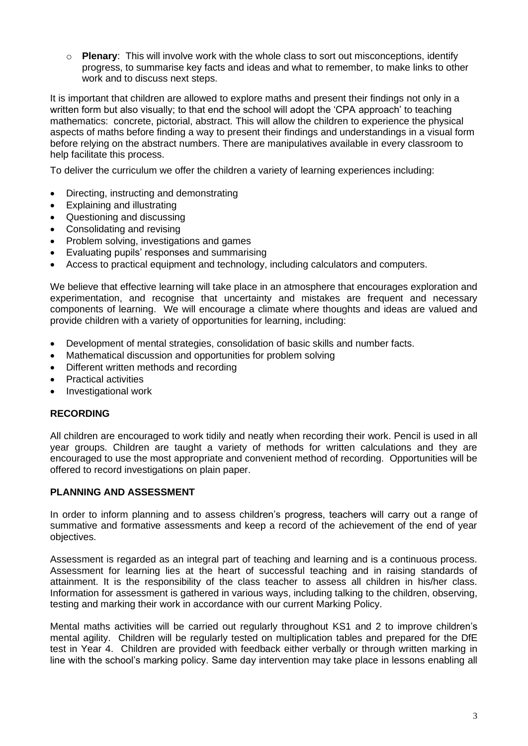- **Plenary**: This will involve work with the whole class to sort out misconceptions, identify progress, to summarise key facts and ideas and what to remember, to make links to other work and to discuss next steps.

It is important that children are allowed to explore maths and present their findings not only in a written form but also visually; to that end the school will adopt the 'CPA approach' to teaching mathematics: concrete, pictorial, abstract. This will allow the children to experience the physical aspects of maths before finding a way to present their findings and understandings in a visual form before relying on the abstract numbers. There are manipulatives available in every classroom to help facilitate this process.

To deliver the curriculum we offer the children a variety of learning experiences including:

- Directing, instructing and demonstrating
- Explaining and illustrating
- Questioning and discussing
- Consolidating and revising
- Problem solving, investigations and games
- Evaluating pupils' responses and summarising
- Access to practical equipment and technology, including calculators and computers.

We believe that effective learning will take place in an atmosphere that encourages exploration and experimentation, and recognise that uncertainty and mistakes are frequent and necessary components of learning. We will encourage a climate where thoughts and ideas are valued and provide children with a variety of opportunities for learning, including:

- Development of mental strategies, consolidation of basic skills and number facts.
- Mathematical discussion and opportunities for problem solving
- Different written methods and recording
- Practical activities
- Investigational work

## RECORDING

All children are encouraged to work tidily and neatly when recording their work. Pencil is used in all year groups. Children are taught a variety of methods for written calculations and they are encouraged to use the most appropriate and convenient method of recording. Opportunities will be offered to record investigations on plain paper.

## PLANNING AND ASSESSMENT

In order to inform planning and to assess children's progress, teachers will carry out a range of summative and formative assessments and keep a record of the achievement of the end of year objectives.

Assessment is regarded as an integral part of teaching and learning and is a continuous process. Assessment for learning lies at the heart of successful teaching and in raising standards of attainment. It is the responsibility of the class teacher to assess all children in his/her class. Information for assessment is gathered in various ways, including talking to the children, observing, testing and marking their work in accordance with our current Marking Policy.

Mental maths activities will be carried out regularly throughout KS1 and 2 to improve children's mental agility. Children will be regularly tested on multiplication tables and prepared for the DfE test in Year 4. Children are provided with feedback either verbally or through written marking in line with the school's marking policy. Same day intervention may take place in lessons enabling all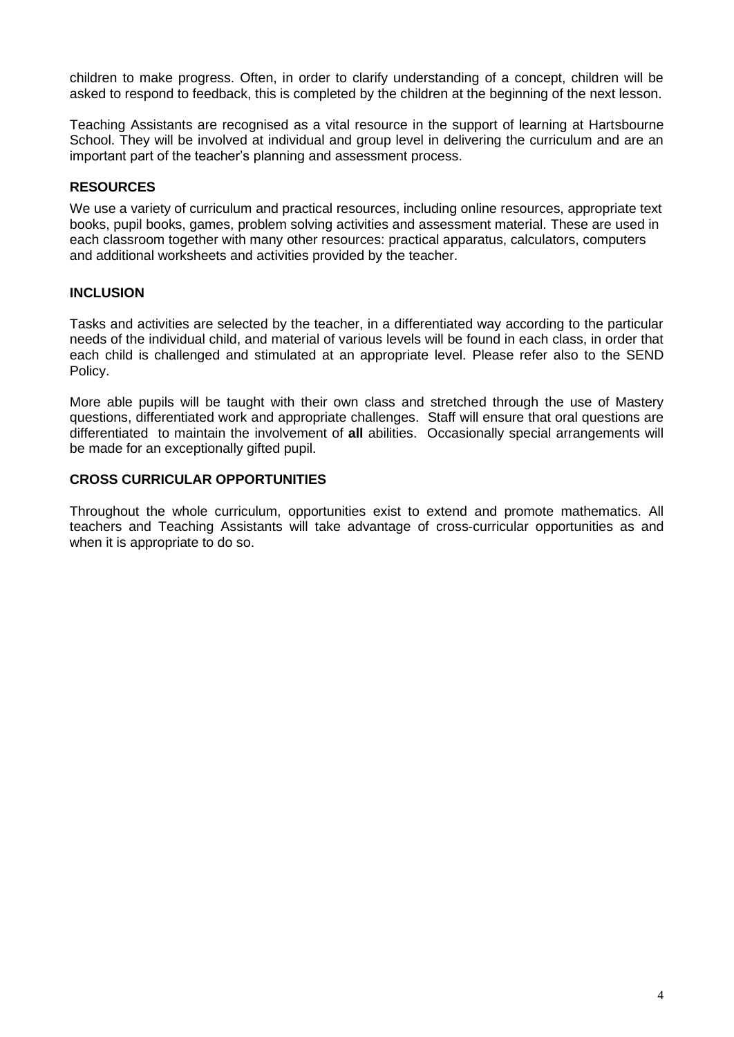children to make progress. Often, in order to clarify understanding of a concept, children will be asked to respond to feedback, this is completed by the children at the beginning of the next lesson.

Teaching Assistants are recognised as a vital resource in the support of learning at Hartsbourne School. They will be involved at individual and group level in delivering the curriculum and are an important part of the teacher's planning and assessment process.

## RESOURCES

We use a variety of curriculum and practical resources, including online resources, appropriate text books, pupil books, games, problem solving activities and assessment material. These are used in each classroom together with many other resources: practical apparatus, calculators, computers and additional worksheets and activities provided by the teacher.

## INCLUSION

Tasks and activities are selected by the teacher, in a differentiated way according to the particular needs of the individual child, and material of various levels will be found in each class, in order that each child is challenged and stimulated at an appropriate level. Please refer also to the SEND Policy.

More able pupils will be taught with their own class and stretched through the use of Mastery questions, differentiated work and appropriate challenges. Staff will ensure that oral questions are differentiated to maintain the involvement of **all** abilities. Occasionally special arrangements will be made for an exceptionally gifted pupil.

## CROSS CURRICULAR OPPORTUNITIES

Throughout the whole curriculum, opportunities exist to extend and promote mathematics. All teachers and Teaching Assistants will take advantage of cross-curricular opportunities as and when it is appropriate to do so.